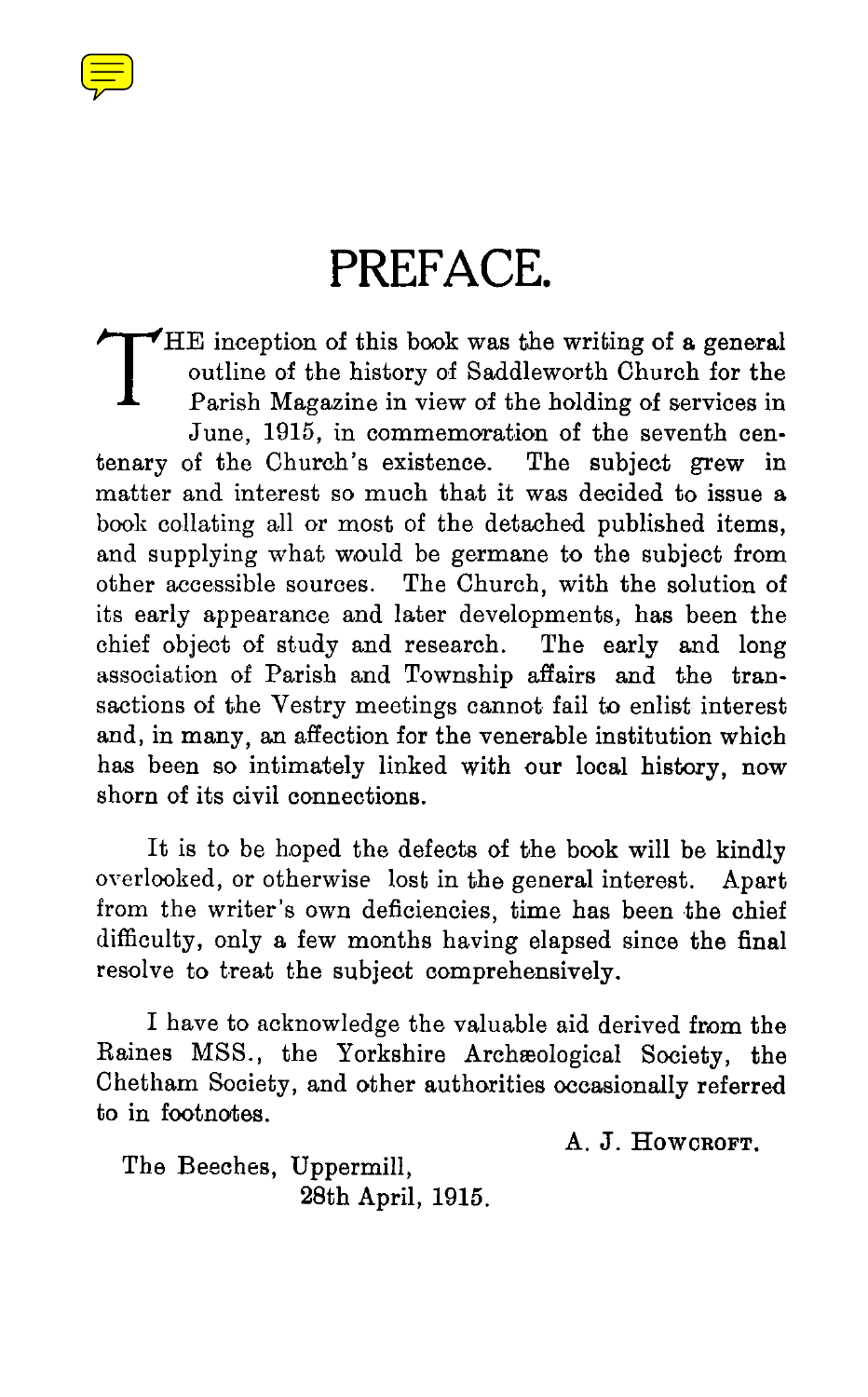# PREFACE.

THE inception of this book was the writing of a general outline of the history of Saddleworth Church for the Parish Magazine in view of the holding of services in June, 1915, in commemoration of the seventh centenary of the Church's existence. The subject grew in matter and interest so much that it was decided to issue a book collating all or most of the detached published items, and supplying what would be germane to the subject from other accessible sources. The Church, with the solution of its early appearance and later developments, has been the chief object of study and research. The early and long association of Parish and Township affairs and the transactions of the Vestry meetings cannot fail to enlist interest and, in many, an affection for the venerable institution which has been so intimately linked with our local history, now shorn of its civil connections.

It is to be hoped the defects of the book will be kindly overlooked, or otherwise lost in the general interest. Apart from the writer's own deficiencies, time has been the chief difficulty, only a few months having elapsed since the final resolve to treat the subject comprehensively.

I have to acknowledge the valuable aid derived from the Raines MSS., the Yorkshire Archæological Society, the Chetham Society, and other authorities occasionally referred to in footnotes.

A. J. Howcroft.

The Beeches, Uppermill,
28th April, 1915.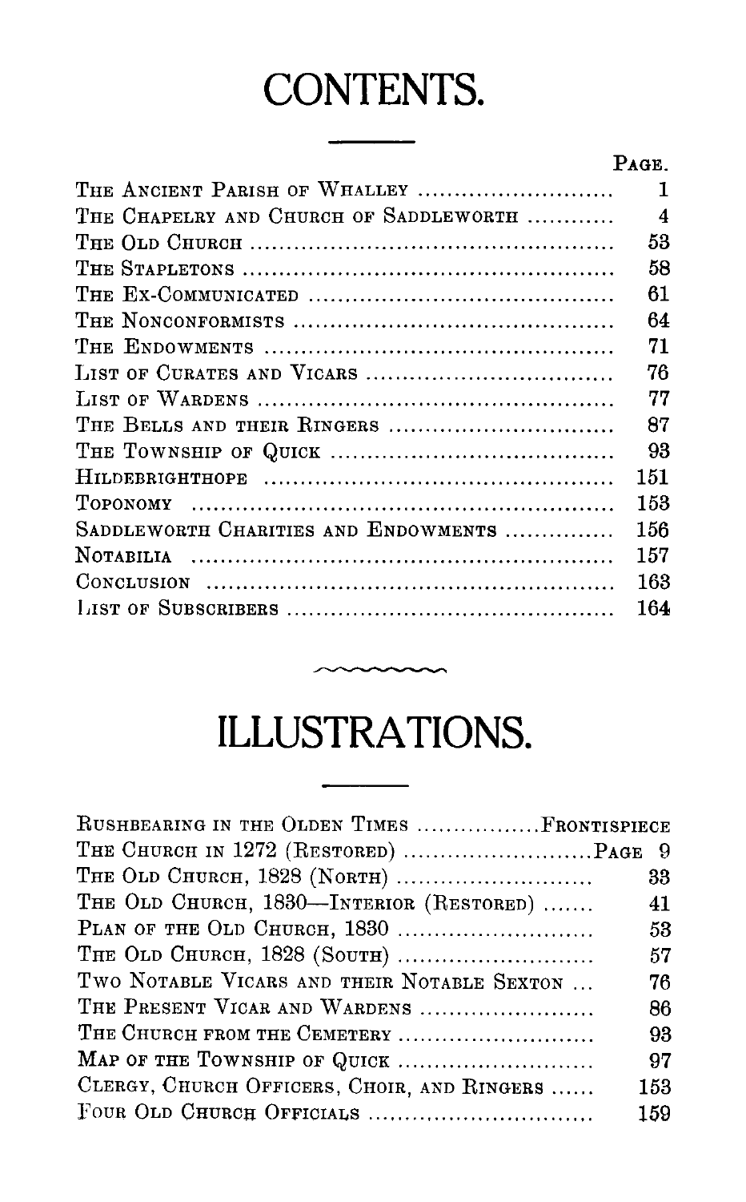# CONTENTS.

| | Page. |
|---|---|
| The Ancient Parish of Whalley | 1 |
| The Chapelry and Church of Saddleworth | 4 |
| The Old Church | 53 |
| The Stapletons | 58 |
| The Ex-Communicated | 61 |
| The Nonconformists | 64 |
| The Endowments | 71 |
| List of Curates and Vicars | 76 |
| List of Wardens | 77 |
| The Bells and their Ringers | 87 |
| The Township of Quick | 93 |
| Hildebrighthope | 151 |
| Toponomy | 153 |
| Saddleworth Charities and Endowments | 156 |
| Notabilia | 157 |
| Conclusion | 163 |
| List of Subscribers | 164 |

# ILLUSTRATIONS.

| | |
|---|---|
| Rushbearing in the Olden Times | Frontispiece |
| The Church in 1272 (Restored) | Page 9 |
| The Old Church, 1828 (North) | 33 |
| The Old Church, 1830—Interior (Restored) | 41 |
| Plan of the Old Church, 1830 | 53 |
| The Old Church, 1828 (South) | 57 |
| Two Notable Vicars and their Notable Sexton | 76 |
| The Present Vicar and Wardens | 86 |
| The Church from the Cemetery | 93 |
| Map of the Township of Quick | 97 |
| Clergy, Church Officers, Choir, and Ringers | 153 |
| Four Old Church Officials | 159 |